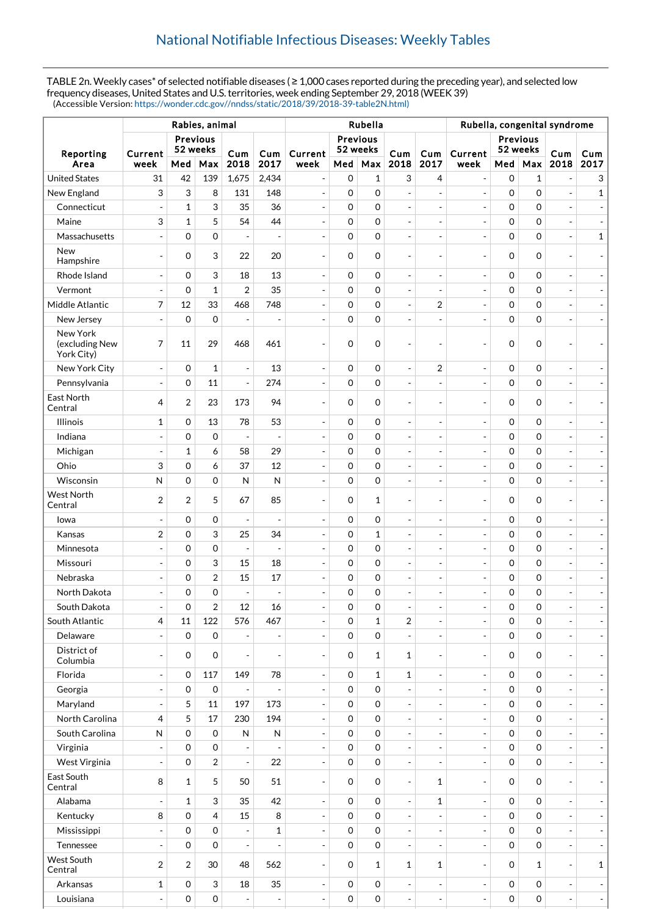## National Notifiable Infectious Diseases: Weekly Tables

TABLE 2n. Weekly cases* of selected notifiable diseases ( ≥ 1,000 cases reported during the preceding year), and selected low frequency diseases, United States and U.S. territories, week ending September 29, 2018 (WEEK 39)
(Accessible Version: https://wonder.cdc.gov//nndss/static/2018/39/2018-39-table2N.html)

| Reporting Area | Rabies, animal | | | | | Rubella | | | | | Rubella, congenital syndrome | | | | |
|---|---|---|---|---|---|---|---|---|---|---|---|---|---|---|---|
| | Current week | Previous 52 weeks Med | Previous 52 weeks Max | Cum 2018 | Cum 2017 | Current week | Previous 52 weeks Med | Previous 52 weeks Max | Cum 2018 | Cum 2017 | Current week | Previous 52 weeks Med | Previous 52 weeks Max | Cum 2018 | Cum 2017 |
| United States | 31 | 42 | 139 | 1,675 | 2,434 | - | 0 | 1 | 3 | 4 | - | 0 | 1 | - | 3 |
| New England | 3 | 3 | 8 | 131 | 148 | - | 0 | 0 | - | - | - | 0 | 0 | - | 1 |
| Connecticut | - | 1 | 3 | 35 | 36 | - | 0 | 0 | - | - | - | 0 | 0 | - | - |
| Maine | 3 | 1 | 5 | 54 | 44 | - | 0 | 0 | - | - | - | 0 | 0 | - | - |
| Massachusetts | - | 0 | 0 | - | - | - | 0 | 0 | - | - | - | 0 | 0 | - | 1 |
| New Hampshire | - | 0 | 3 | 22 | 20 | - | 0 | 0 | - | - | - | 0 | 0 | - | - |
| Rhode Island | - | 0 | 3 | 18 | 13 | - | 0 | 0 | - | - | - | 0 | 0 | - | - |
| Vermont | - | 0 | 1 | 2 | 35 | - | 0 | 0 | - | - | - | 0 | 0 | - | - |
| Middle Atlantic | 7 | 12 | 33 | 468 | 748 | - | 0 | 0 | - | 2 | - | 0 | 0 | - | - |
| New Jersey | - | 0 | 0 | - | - | - | 0 | 0 | - | - | - | 0 | 0 | - | - |
| New York (excluding New York City) | 7 | 11 | 29 | 468 | 461 | - | 0 | 0 | - | - | - | 0 | 0 | - | - |
| New York City | - | 0 | 1 | - | 13 | - | 0 | 0 | - | 2 | - | 0 | 0 | - | - |
| Pennsylvania | - | 0 | 11 | - | 274 | - | 0 | 0 | - | - | - | 0 | 0 | - | - |
| East North Central | 4 | 2 | 23 | 173 | 94 | - | 0 | 0 | - | - | - | 0 | 0 | - | - |
| Illinois | 1 | 0 | 13 | 78 | 53 | - | 0 | 0 | - | - | - | 0 | 0 | - | - |
| Indiana | - | 0 | 0 | - | - | - | 0 | 0 | - | - | - | 0 | 0 | - | - |
| Michigan | - | 1 | 6 | 58 | 29 | - | 0 | 0 | - | - | - | 0 | 0 | - | - |
| Ohio | 3 | 0 | 6 | 37 | 12 | - | 0 | 0 | - | - | - | 0 | 0 | - | - |
| Wisconsin | N | 0 | 0 | N | N | - | 0 | 0 | - | - | - | 0 | 0 | - | - |
| West North Central | 2 | 2 | 5 | 67 | 85 | - | 0 | 1 | - | - | - | 0 | 0 | - | - |
| Iowa | - | 0 | 0 | - | - | - | 0 | 0 | - | - | - | 0 | 0 | - | - |
| Kansas | 2 | 0 | 3 | 25 | 34 | - | 0 | 1 | - | - | - | 0 | 0 | - | - |
| Minnesota | - | 0 | 0 | - | - | - | 0 | 0 | - | - | - | 0 | 0 | - | - |
| Missouri | - | 0 | 3 | 15 | 18 | - | 0 | 0 | - | - | - | 0 | 0 | - | - |
| Nebraska | - | 0 | 2 | 15 | 17 | - | 0 | 0 | - | - | - | 0 | 0 | - | - |
| North Dakota | - | 0 | 0 | - | - | - | 0 | 0 | - | - | - | 0 | 0 | - | - |
| South Dakota | - | 0 | 2 | 12 | 16 | - | 0 | 0 | - | - | - | 0 | 0 | - | - |
| South Atlantic | 4 | 11 | 122 | 576 | 467 | - | 0 | 1 | 2 | - | - | 0 | 0 | - | - |
| Delaware | - | 0 | 0 | - | - | - | 0 | 0 | - | - | - | 0 | 0 | - | - |
| District of Columbia | - | 0 | 0 | - | - | - | 0 | 1 | 1 | - | - | 0 | 0 | - | - |
| Florida | - | 0 | 117 | 149 | 78 | - | 0 | 1 | 1 | - | - | 0 | 0 | - | - |
| Georgia | - | 0 | 0 | - | - | - | 0 | 0 | - | - | - | 0 | 0 | - | - |
| Maryland | - | 5 | 11 | 197 | 173 | - | 0 | 0 | - | - | - | 0 | 0 | - | - |
| North Carolina | 4 | 5 | 17 | 230 | 194 | - | 0 | 0 | - | - | - | 0 | 0 | - | - |
| South Carolina | N | 0 | 0 | N | N | - | 0 | 0 | - | - | - | 0 | 0 | - | - |
| Virginia | - | 0 | 0 | - | - | - | 0 | 0 | - | - | - | 0 | 0 | - | - |
| West Virginia | - | 0 | 2 | - | 22 | - | 0 | 0 | - | - | - | 0 | 0 | - | - |
| East South Central | 8 | 1 | 5 | 50 | 51 | - | 0 | 0 | - | 1 | - | 0 | 0 | - | - |
| Alabama | - | 1 | 3 | 35 | 42 | - | 0 | 0 | - | 1 | - | 0 | 0 | - | - |
| Kentucky | 8 | 0 | 4 | 15 | 8 | - | 0 | 0 | - | - | - | 0 | 0 | - | - |
| Mississippi | - | 0 | 0 | - | 1 | - | 0 | 0 | - | - | - | 0 | 0 | - | - |
| Tennessee | - | 0 | 0 | - | - | - | 0 | 0 | - | - | - | 0 | 0 | - | - |
| West South Central | 2 | 2 | 30 | 48 | 562 | - | 0 | 1 | 1 | 1 | - | 0 | 1 | - | 1 |
| Arkansas | 1 | 0 | 3 | 18 | 35 | - | 0 | 0 | - | - | - | 0 | 0 | - | - |
| Louisiana | - | 0 | 0 | - | - | - | 0 | 0 | - | - | - | 0 | 0 | - | - |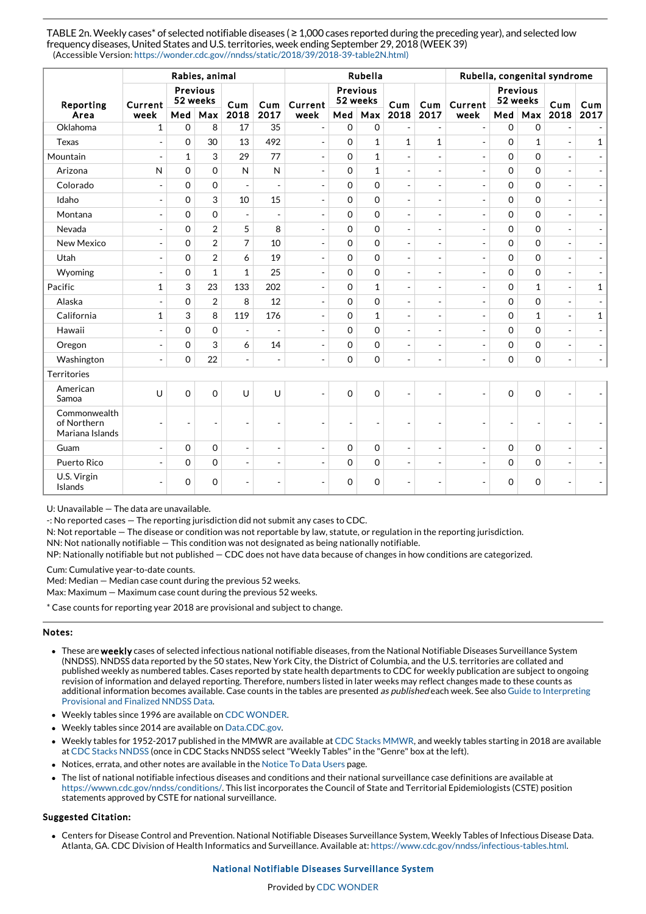TABLE 2n. Weekly cases* of selected notifiable diseases ( ≥ 1,000 cases reported during the preceding year), and selected low frequency diseases, United States and U.S. territories, week ending September 29, 2018 (WEEK 39)
(Accessible Version: https://wonder.cdc.gov//nndss/static/2018/39/2018-39-table2N.html)

| Reporting Area | Rabies, animal | | | | | Rubella | | | | | Rubella, congenital syndrome | | | | |
|---|---|---|---|---|---|---|---|---|---|---|---|---|---|---|---|
| | Current week | Previous 52 weeks Med | Previous 52 weeks Max | Cum 2018 | Cum 2017 | Current week | Previous 52 weeks Med | Previous 52 weeks Max | Cum 2018 | Cum 2017 | Current week | Previous 52 weeks Med | Previous 52 weeks Max | Cum 2018 | Cum 2017 |
| Oklahoma | 1 | 0 | 8 | 17 | 35 | - | 0 | 0 | - | - | - | 0 | 0 | - | - |
| Texas | - | 0 | 30 | 13 | 492 | - | 0 | 1 | 1 | 1 | - | 0 | 1 | - | 1 |
| Mountain | - | 1 | 3 | 29 | 77 | - | 0 | 1 | - | - | - | 0 | 0 | - | - |
| Arizona | N | 0 | 0 | N | N | - | 0 | 1 | - | - | - | 0 | 0 | - | - |
| Colorado | - | 0 | 0 | - | - | - | 0 | 0 | - | - | - | 0 | 0 | - | - |
| Idaho | - | 0 | 3 | 10 | 15 | - | 0 | 0 | - | - | - | 0 | 0 | - | - |
| Montana | - | 0 | 0 | - | - | - | 0 | 0 | - | - | - | 0 | 0 | - | - |
| Nevada | - | 0 | 2 | 5 | 8 | - | 0 | 0 | - | - | - | 0 | 0 | - | - |
| New Mexico | - | 0 | 2 | 7 | 10 | - | 0 | 0 | - | - | - | 0 | 0 | - | - |
| Utah | - | 0 | 2 | 6 | 19 | - | 0 | 0 | - | - | - | 0 | 0 | - | - |
| Wyoming | - | 0 | 1 | 1 | 25 | - | 0 | 0 | - | - | - | 0 | 0 | - | - |
| Pacific | 1 | 3 | 23 | 133 | 202 | - | 0 | 1 | - | - | - | 0 | 1 | - | 1 |
| Alaska | - | 0 | 2 | 8 | 12 | - | 0 | 0 | - | - | - | 0 | 0 | - | - |
| California | 1 | 3 | 8 | 119 | 176 | - | 0 | 1 | - | - | - | 0 | 1 | - | 1 |
| Hawaii | - | 0 | 0 | - | - | - | 0 | 0 | - | - | - | 0 | 0 | - | - |
| Oregon | - | 0 | 3 | 6 | 14 | - | 0 | 0 | - | - | - | 0 | 0 | - | - |
| Washington | - | 0 | 22 | - | - | - | 0 | 0 | - | - | - | 0 | 0 | - | - |
| Territories | | | | | | | | | | | | | | | |
| American Samoa | U | 0 | 0 | U | U | - | 0 | 0 | - | - | - | 0 | 0 | - | - |
| Commonwealth of Northern Mariana Islands | - | - | - | - | - | - | - | - | - | - | - | - | - | - | - |
| Guam | - | 0 | 0 | - | - | - | 0 | 0 | - | - | - | 0 | 0 | - | - |
| Puerto Rico | - | 0 | 0 | - | - | - | 0 | 0 | - | - | - | 0 | 0 | - | - |
| U.S. Virgin Islands | - | 0 | 0 | - | - | - | 0 | 0 | - | - | - | 0 | 0 | - | - |

U: Unavailable — The data are unavailable.
-: No reported cases — The reporting jurisdiction did not submit any cases to CDC.
N: Not reportable — The disease or condition was not reportable by law, statute, or regulation in the reporting jurisdiction.
NN: Not nationally notifiable — This condition was not designated as being nationally notifiable.
NP: Nationally notifiable but not published — CDC does not have data because of changes in how conditions are categorized.

Cum: Cumulative year-to-date counts.
Med: Median — Median case count during the previous 52 weeks.
Max: Maximum — Maximum case count during the previous 52 weeks.

* Case counts for reporting year 2018 are provisional and subject to change.

**Notes:**

- These are **weekly** cases of selected infectious national notifiable diseases, from the National Notifiable Diseases Surveillance System (NNDSS). NNDSS data reported by the 50 states, New York City, the District of Columbia, and the U.S. territories are collated and published weekly as numbered tables. Cases reported by state health departments to CDC for weekly publication are subject to ongoing revision of information and delayed reporting. Therefore, numbers listed in later weeks may reflect changes made to these counts as additional information becomes available. Case counts in the tables are presented *as published* each week. See also Guide to Interpreting Provisional and Finalized NNDSS Data.
- Weekly tables since 1996 are available on CDC WONDER.
- Weekly tables since 2014 are available on Data.CDC.gov.
- Weekly tables for 1952-2017 published in the MMWR are available at CDC Stacks MMWR, and weekly tables starting in 2018 are available at CDC Stacks NNDSS (once in CDC Stacks NNDSS select "Weekly Tables" in the "Genre" box at the left).
- Notices, errata, and other notes are available in the Notice To Data Users page.
- The list of national notifiable infectious diseases and conditions and their national surveillance case definitions are available at https://wwwn.cdc.gov/nndss/conditions/. This list incorporates the Council of State and Territorial Epidemiologists (CSTE) position statements approved by CSTE for national surveillance.

**Suggested Citation:**

- Centers for Disease Control and Prevention. National Notifiable Diseases Surveillance System, Weekly Tables of Infectious Disease Data. Atlanta, GA. CDC Division of Health Informatics and Surveillance. Available at: https://www.cdc.gov/nndss/infectious-tables.html.

**National Notifiable Diseases Surveillance System**

Provided by CDC WONDER